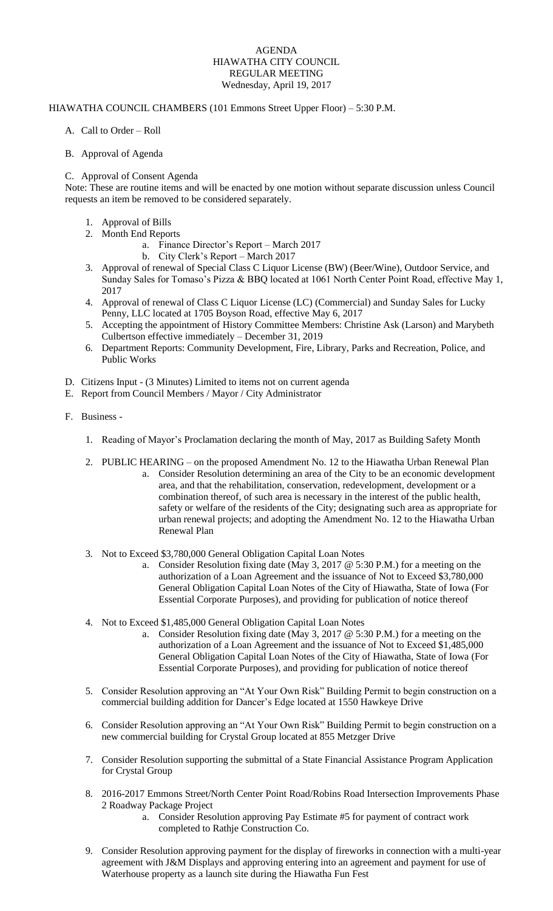# AGENDA
## HIAWATHA CITY COUNCIL
## REGULAR MEETING
### Wednesday, April 19, 2017

HIAWATHA COUNCIL CHAMBERS (101 Emmons Street Upper Floor) – 5:30 P.M.

A. Call to Order – Roll

B. Approval of Agenda

C. Approval of Consent Agenda

Note: These are routine items and will be enacted by one motion without separate discussion unless Council requests an item be removed to be considered separately.

1. Approval of Bills
2. Month End Reports
   a. Finance Director's Report – March 2017
   b. City Clerk's Report – March 2017
3. Approval of renewal of Special Class C Liquor License (BW) (Beer/Wine), Outdoor Service, and Sunday Sales for Tomaso's Pizza & BBQ located at 1061 North Center Point Road, effective May 1, 2017
4. Approval of renewal of Class C Liquor License (LC) (Commercial) and Sunday Sales for Lucky Penny, LLC located at 1705 Boyson Road, effective May 6, 2017
5. Accepting the appointment of History Committee Members: Christine Ask (Larson) and Marybeth Culbertson effective immediately – December 31, 2019
6. Department Reports: Community Development, Fire, Library, Parks and Recreation, Police, and Public Works

D. Citizens Input - (3 Minutes) Limited to items not on current agenda

E. Report from Council Members / Mayor / City Administrator

F. Business -

1. Reading of Mayor's Proclamation declaring the month of May, 2017 as Building Safety Month

2. PUBLIC HEARING – on the proposed Amendment No. 12 to the Hiawatha Urban Renewal Plan
   a. Consider Resolution determining an area of the City to be an economic development area, and that the rehabilitation, conservation, redevelopment, development or a combination thereof, of such area is necessary in the interest of the public health, safety or welfare of the residents of the City; designating such area as appropriate for urban renewal projects; and adopting the Amendment No. 12 to the Hiawatha Urban Renewal Plan

3. Not to Exceed $3,780,000 General Obligation Capital Loan Notes
   a. Consider Resolution fixing date (May 3, 2017 @ 5:30 P.M.) for a meeting on the authorization of a Loan Agreement and the issuance of Not to Exceed $3,780,000 General Obligation Capital Loan Notes of the City of Hiawatha, State of Iowa (For Essential Corporate Purposes), and providing for publication of notice thereof

4. Not to Exceed $1,485,000 General Obligation Capital Loan Notes
   a. Consider Resolution fixing date (May 3, 2017 @ 5:30 P.M.) for a meeting on the authorization of a Loan Agreement and the issuance of Not to Exceed $1,485,000 General Obligation Capital Loan Notes of the City of Hiawatha, State of Iowa (For Essential Corporate Purposes), and providing for publication of notice thereof

5. Consider Resolution approving an "At Your Own Risk" Building Permit to begin construction on a commercial building addition for Dancer's Edge located at 1550 Hawkeye Drive

6. Consider Resolution approving an "At Your Own Risk" Building Permit to begin construction on a new commercial building for Crystal Group located at 855 Metzger Drive

7. Consider Resolution supporting the submittal of a State Financial Assistance Program Application for Crystal Group

8. 2016-2017 Emmons Street/North Center Point Road/Robins Road Intersection Improvements Phase 2 Roadway Package Project
   a. Consider Resolution approving Pay Estimate #5 for payment of contract work completed to Rathje Construction Co.

9. Consider Resolution approving payment for the display of fireworks in connection with a multi-year agreement with J&M Displays and approving entering into an agreement and payment for use of Waterhouse property as a launch site during the Hiawatha Fun Fest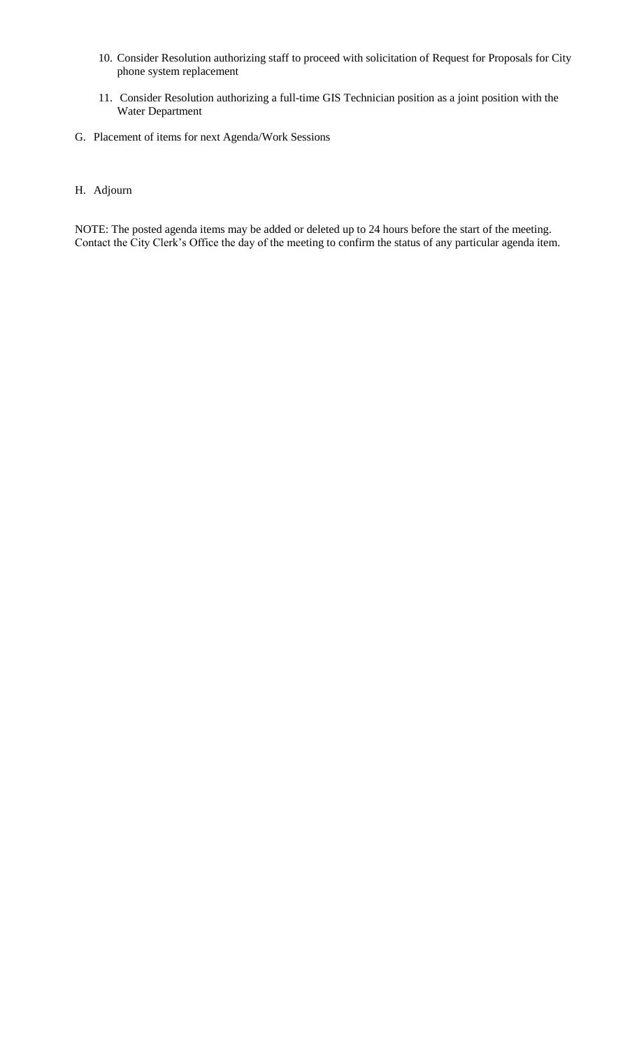10. Consider Resolution authorizing staff to proceed with solicitation of Request for Proposals for City phone system replacement

11. Consider Resolution authorizing a full-time GIS Technician position as a joint position with the Water Department

G. Placement of items for next Agenda/Work Sessions

H. Adjourn

NOTE: The posted agenda items may be added or deleted up to 24 hours before the start of the meeting. Contact the City Clerk's Office the day of the meeting to confirm the status of any particular agenda item.